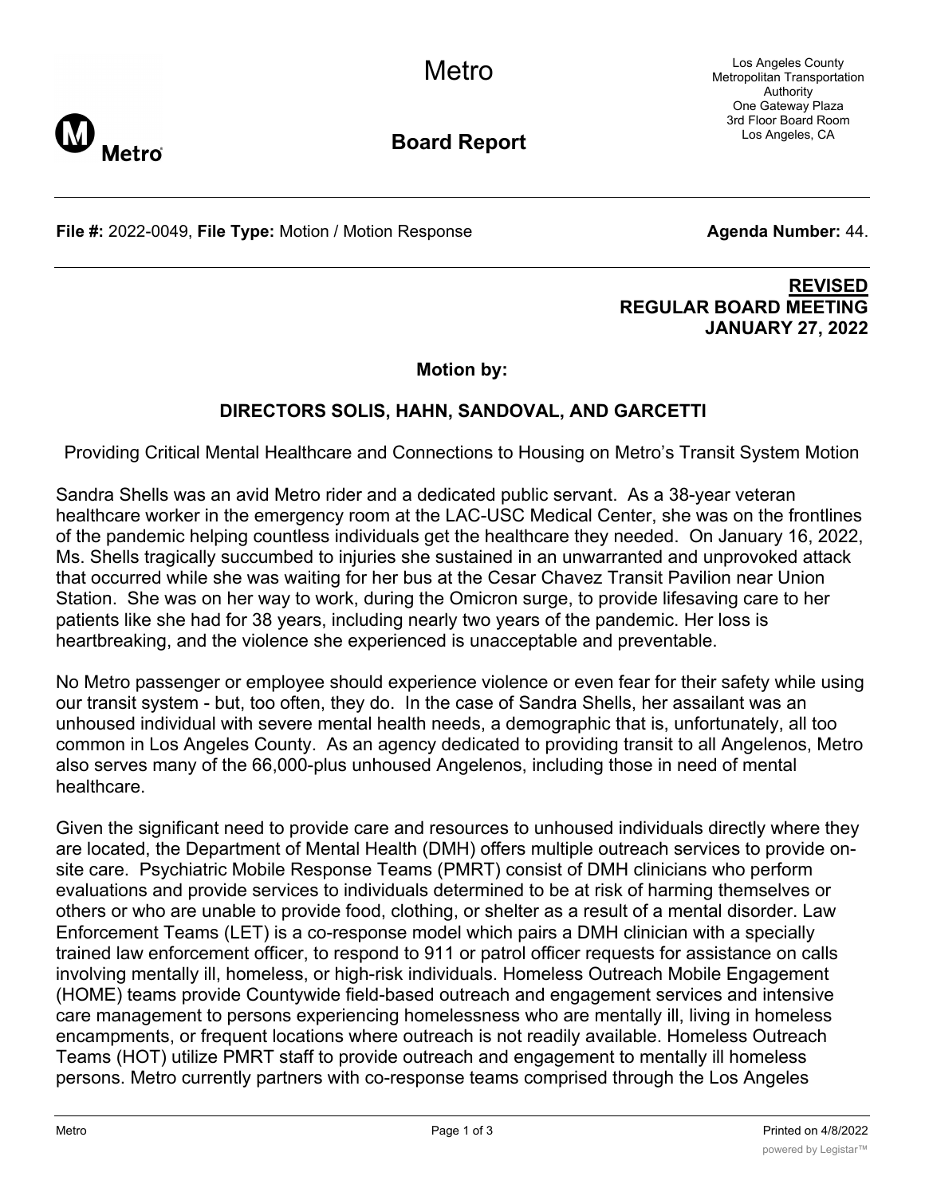Metro

**Board Report**

Los Angeles County Metropolitan Transportation Authority
One Gateway Plaza
3rd Floor Board Room
Los Angeles, CA

**File #:** 2022-0049, **File Type:** Motion / Motion Response **Agenda Number:** 44.

**REVISED**
**REGULAR BOARD MEETING**
**JANUARY 27, 2022**

**Motion by:**

**DIRECTORS SOLIS, HAHN, SANDOVAL, AND GARCETTI**

Providing Critical Mental Healthcare and Connections to Housing on Metro's Transit System Motion

Sandra Shells was an avid Metro rider and a dedicated public servant. As a 38-year veteran healthcare worker in the emergency room at the LAC-USC Medical Center, she was on the frontlines of the pandemic helping countless individuals get the healthcare they needed. On January 16, 2022, Ms. Shells tragically succumbed to injuries she sustained in an unwarranted and unprovoked attack that occurred while she was waiting for her bus at the Cesar Chavez Transit Pavilion near Union Station. She was on her way to work, during the Omicron surge, to provide lifesaving care to her patients like she had for 38 years, including nearly two years of the pandemic. Her loss is heartbreaking, and the violence she experienced is unacceptable and preventable.

No Metro passenger or employee should experience violence or even fear for their safety while using our transit system - but, too often, they do. In the case of Sandra Shells, her assailant was an unhoused individual with severe mental health needs, a demographic that is, unfortunately, all too common in Los Angeles County. As an agency dedicated to providing transit to all Angelenos, Metro also serves many of the 66,000-plus unhoused Angelenos, including those in need of mental healthcare.

Given the significant need to provide care and resources to unhoused individuals directly where they are located, the Department of Mental Health (DMH) offers multiple outreach services to provide on-site care. Psychiatric Mobile Response Teams (PMRT) consist of DMH clinicians who perform evaluations and provide services to individuals determined to be at risk of harming themselves or others or who are unable to provide food, clothing, or shelter as a result of a mental disorder. Law Enforcement Teams (LET) is a co-response model which pairs a DMH clinician with a specially trained law enforcement officer, to respond to 911 or patrol officer requests for assistance on calls involving mentally ill, homeless, or high-risk individuals. Homeless Outreach Mobile Engagement (HOME) teams provide Countywide field-based outreach and engagement services and intensive care management to persons experiencing homelessness who are mentally ill, living in homeless encampments, or frequent locations where outreach is not readily available. Homeless Outreach Teams (HOT) utilize PMRT staff to provide outreach and engagement to mentally ill homeless persons. Metro currently partners with co-response teams comprised through the Los Angeles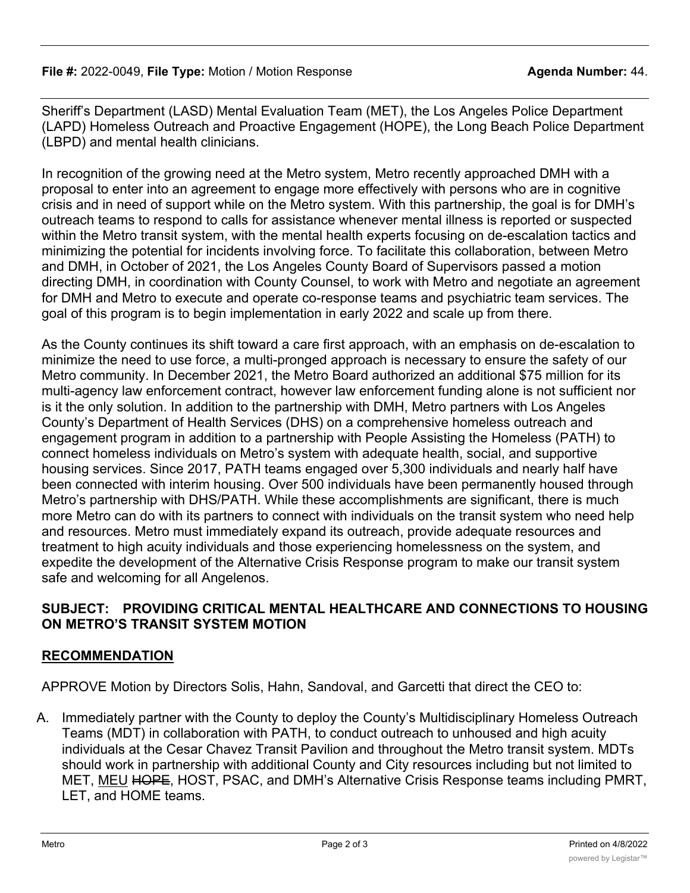Sheriff's Department (LASD) Mental Evaluation Team (MET), the Los Angeles Police Department (LAPD) Homeless Outreach and Proactive Engagement (HOPE), the Long Beach Police Department (LBPD) and mental health clinicians.

In recognition of the growing need at the Metro system, Metro recently approached DMH with a proposal to enter into an agreement to engage more effectively with persons who are in cognitive crisis and in need of support while on the Metro system. With this partnership, the goal is for DMH's outreach teams to respond to calls for assistance whenever mental illness is reported or suspected within the Metro transit system, with the mental health experts focusing on de-escalation tactics and minimizing the potential for incidents involving force. To facilitate this collaboration, between Metro and DMH, in October of 2021, the Los Angeles County Board of Supervisors passed a motion directing DMH, in coordination with County Counsel, to work with Metro and negotiate an agreement for DMH and Metro to execute and operate co-response teams and psychiatric team services. The goal of this program is to begin implementation in early 2022 and scale up from there.

As the County continues its shift toward a care first approach, with an emphasis on de-escalation to minimize the need to use force, a multi-pronged approach is necessary to ensure the safety of our Metro community. In December 2021, the Metro Board authorized an additional $75 million for its multi-agency law enforcement contract, however law enforcement funding alone is not sufficient nor is it the only solution. In addition to the partnership with DMH, Metro partners with Los Angeles County's Department of Health Services (DHS) on a comprehensive homeless outreach and engagement program in addition to a partnership with People Assisting the Homeless (PATH) to connect homeless individuals on Metro's system with adequate health, social, and supportive housing services. Since 2017, PATH teams engaged over 5,300 individuals and nearly half have been connected with interim housing. Over 500 individuals have been permanently housed through Metro's partnership with DHS/PATH. While these accomplishments are significant, there is much more Metro can do with its partners to connect with individuals on the transit system who need help and resources. Metro must immediately expand its outreach, provide adequate resources and treatment to high acuity individuals and those experiencing homelessness on the system, and expedite the development of the Alternative Crisis Response program to make our transit system safe and welcoming for all Angelenos.

## SUBJECT: PROVIDING CRITICAL MENTAL HEALTHCARE AND CONNECTIONS TO HOUSING ON METRO'S TRANSIT SYSTEM MOTION

## RECOMMENDATION

APPROVE Motion by Directors Solis, Hahn, Sandoval, and Garcetti that direct the CEO to:

A. Immediately partner with the County to deploy the County's Multidisciplinary Homeless Outreach Teams (MDT) in collaboration with PATH, to conduct outreach to unhoused and high acuity individuals at the Cesar Chavez Transit Pavilion and throughout the Metro transit system. MDTs should work in partnership with additional County and City resources including but not limited to MET, <u>MEU</u> ~~HOPE~~, HOST, PSAC, and DMH's Alternative Crisis Response teams including PMRT, LET, and HOME teams.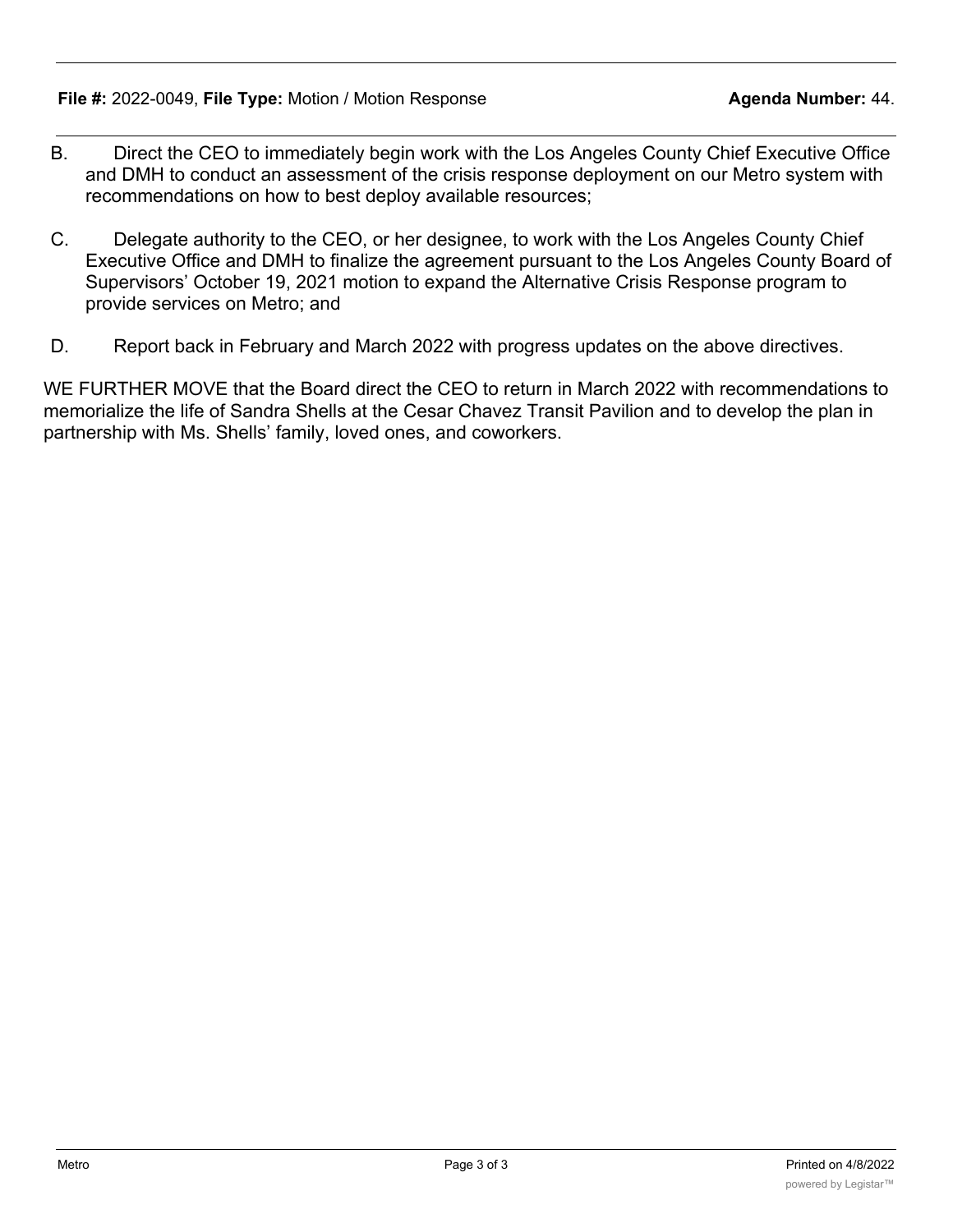B. Direct the CEO to immediately begin work with the Los Angeles County Chief Executive Office and DMH to conduct an assessment of the crisis response deployment on our Metro system with recommendations on how to best deploy available resources;

C. Delegate authority to the CEO, or her designee, to work with the Los Angeles County Chief Executive Office and DMH to finalize the agreement pursuant to the Los Angeles County Board of Supervisors' October 19, 2021 motion to expand the Alternative Crisis Response program to provide services on Metro; and

D. Report back in February and March 2022 with progress updates on the above directives.

WE FURTHER MOVE that the Board direct the CEO to return in March 2022 with recommendations to memorialize the life of Sandra Shells at the Cesar Chavez Transit Pavilion and to develop the plan in partnership with Ms. Shells' family, loved ones, and coworkers.